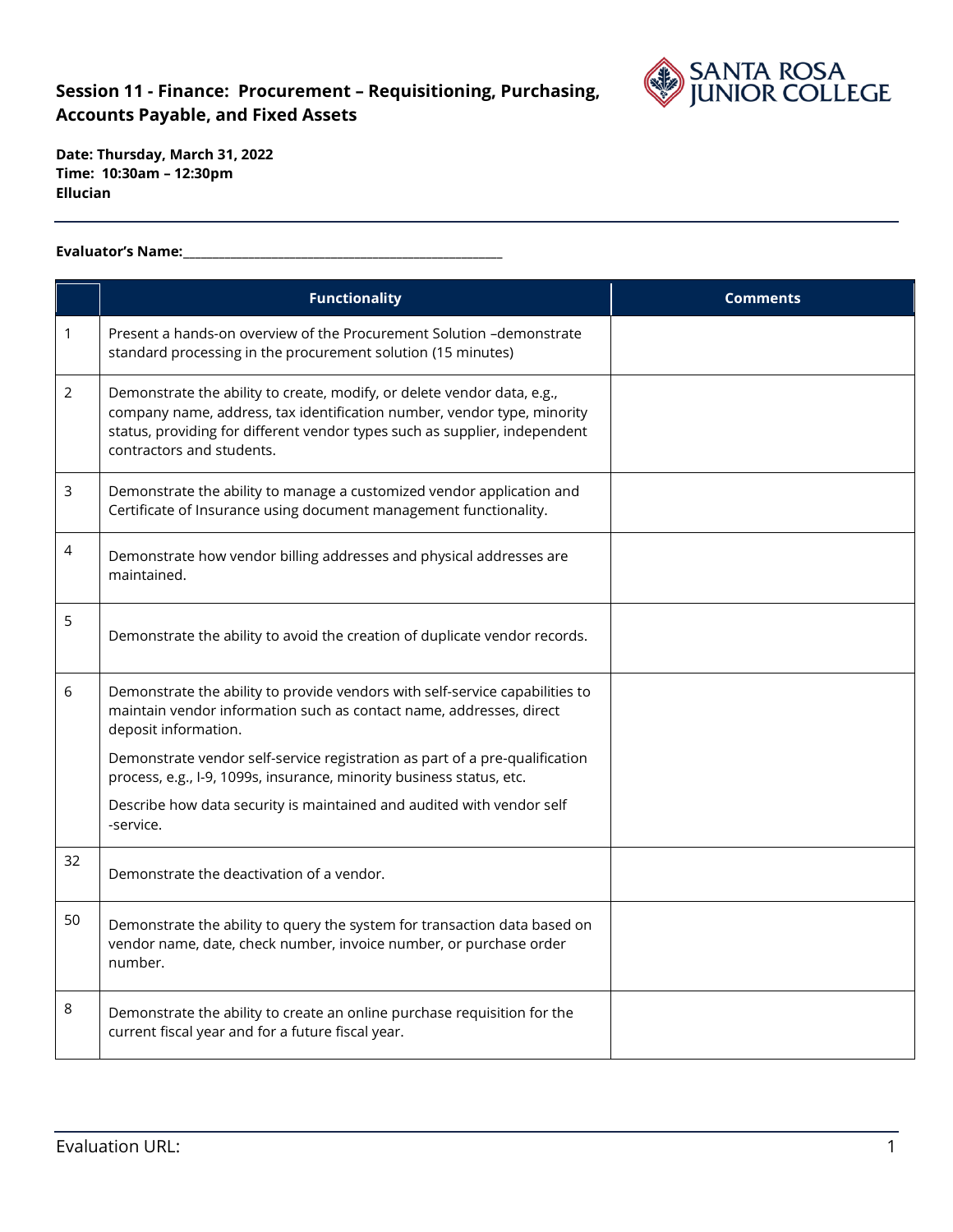## Session 11 - Finance: Procurement – Requisitioning, Purchasing, Accounts Payable, and Fixed Assets

**Date: Thursday, March 31, 2022**
**Time: 10:30am – 12:30pm**
**Ellucian**

**Evaluator's Name:**\_\_\_\_\_\_\_\_\_\_\_\_\_\_\_\_\_\_\_\_\_\_\_\_\_\_\_\_\_\_\_\_\_\_\_\_\_\_\_\_\_\_\_\_\_\_\_\_

| | Functionality | Comments |
|---|---|---|
| 1 | Present a hands-on overview of the Procurement Solution –demonstrate standard processing in the procurement solution (15 minutes) | |
| 2 | Demonstrate the ability to create, modify, or delete vendor data, e.g., company name, address, tax identification number, vendor type, minority status, providing for different vendor types such as supplier, independent contractors and students. | |
| 3 | Demonstrate the ability to manage a customized vendor application and Certificate of Insurance using document management functionality. | |
| 4 | Demonstrate how vendor billing addresses and physical addresses are maintained. | |
| 5 | Demonstrate the ability to avoid the creation of duplicate vendor records. | |
| 6 | Demonstrate the ability to provide vendors with self-service capabilities to maintain vendor information such as contact name, addresses, direct deposit information.<br><br>Demonstrate vendor self-service registration as part of a pre-qualification process, e.g., I-9, 1099s, insurance, minority business status, etc.<br><br>Describe how data security is maintained and audited with vendor self -service. | |
| 32 | Demonstrate the deactivation of a vendor. | |
| 50 | Demonstrate the ability to query the system for transaction data based on vendor name, date, check number, invoice number, or purchase order number. | |
| 8 | Demonstrate the ability to create an online purchase requisition for the current fiscal year and for a future fiscal year. | |

Evaluation URL: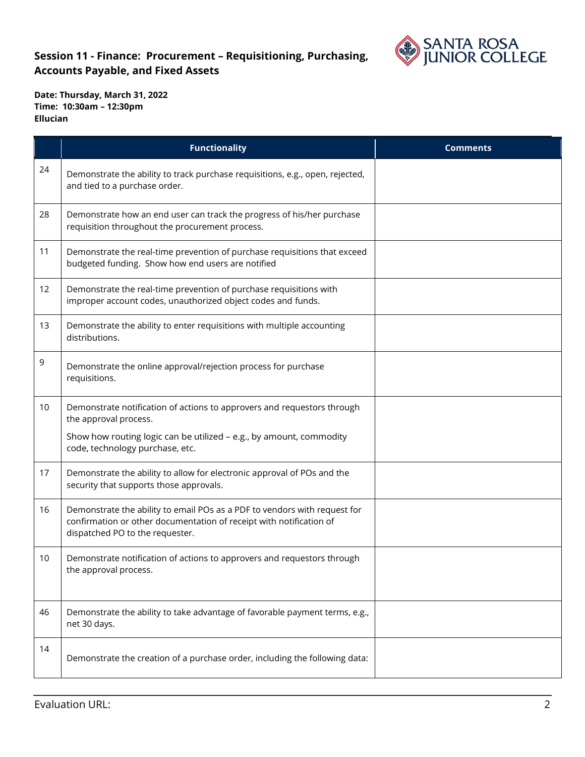## Session 11 - Finance: Procurement – Requisitioning, Purchasing, Accounts Payable, and Fixed Assets

**Date: Thursday, March 31, 2022**
**Time: 10:30am – 12:30pm**
**Ellucian**

| | Functionality | Comments |
|---|---|---|
| 24 | Demonstrate the ability to track purchase requisitions, e.g., open, rejected, and tied to a purchase order. | |
| 28 | Demonstrate how an end user can track the progress of his/her purchase requisition throughout the procurement process. | |
| 11 | Demonstrate the real-time prevention of purchase requisitions that exceed budgeted funding. Show how end users are notified | |
| 12 | Demonstrate the real-time prevention of purchase requisitions with improper account codes, unauthorized object codes and funds. | |
| 13 | Demonstrate the ability to enter requisitions with multiple accounting distributions. | |
| 9 | Demonstrate the online approval/rejection process for purchase requisitions. | |
| 10 | Demonstrate notification of actions to approvers and requestors through the approval process.<br><br>Show how routing logic can be utilized – e.g., by amount, commodity code, technology purchase, etc. | |
| 17 | Demonstrate the ability to allow for electronic approval of POs and the security that supports those approvals. | |
| 16 | Demonstrate the ability to email POs as a PDF to vendors with request for confirmation or other documentation of receipt with notification of dispatched PO to the requester. | |
| 10 | Demonstrate notification of actions to approvers and requestors through the approval process. | |
| 46 | Demonstrate the ability to take advantage of favorable payment terms, e.g., net 30 days. | |
| 14 | Demonstrate the creation of a purchase order, including the following data: | |

Evaluation URL: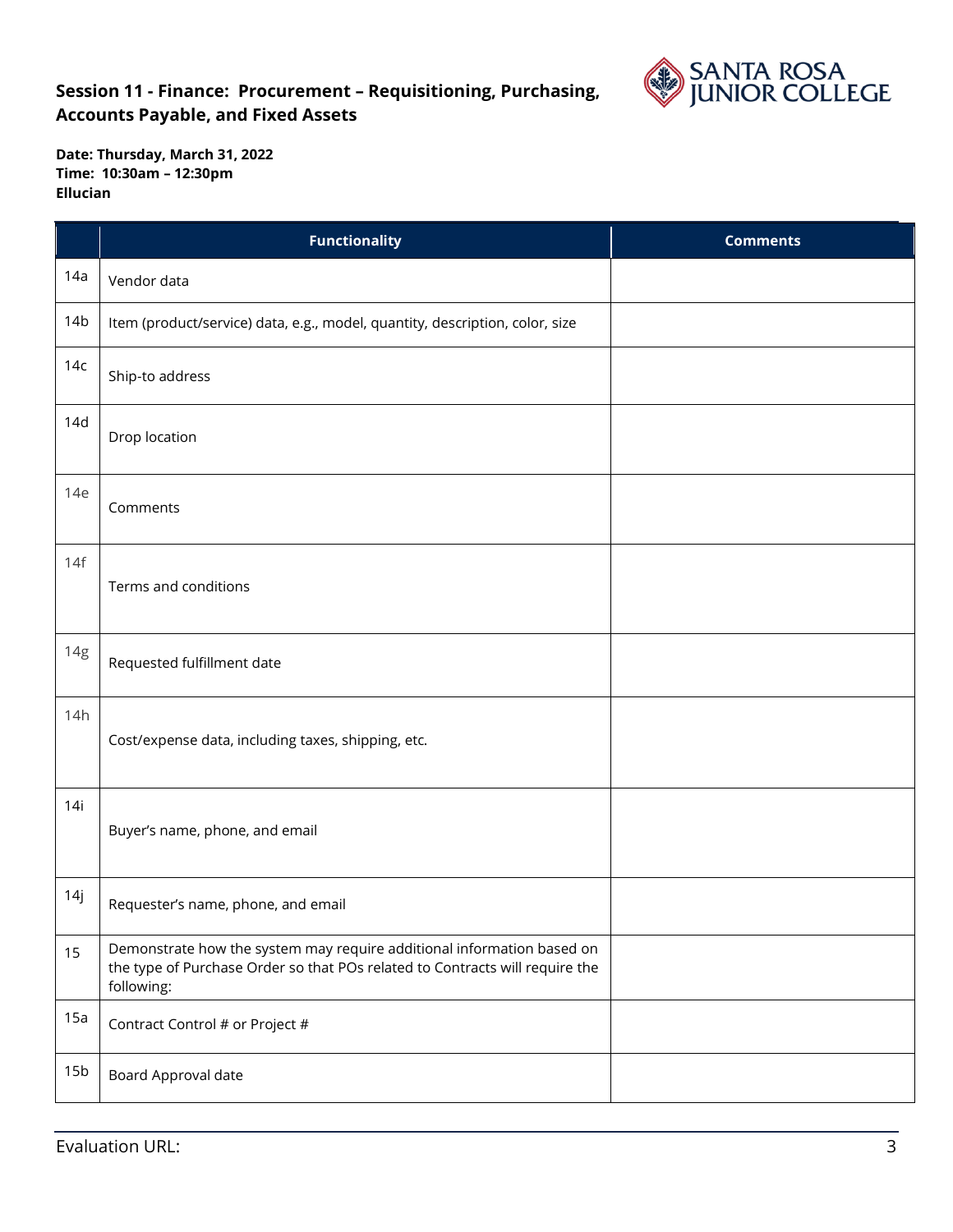## Session 11 - Finance: Procurement – Requisitioning, Purchasing, Accounts Payable, and Fixed Assets

**Date: Thursday, March 31, 2022**
**Time: 10:30am – 12:30pm**
**Ellucian**

| | Functionality | Comments |
|---|---|---|
| 14a | Vendor data | |
| 14b | Item (product/service) data, e.g., model, quantity, description, color, size | |
| 14c | Ship-to address | |
| 14d | Drop location | |
| 14e | Comments | |
| 14f | Terms and conditions | |
| 14g | Requested fulfillment date | |
| 14h | Cost/expense data, including taxes, shipping, etc. | |
| 14i | Buyer's name, phone, and email | |
| 14j | Requester's name, phone, and email | |
| 15 | Demonstrate how the system may require additional information based on the type of Purchase Order so that POs related to Contracts will require the following: | |
| 15a | Contract Control # or Project # | |
| 15b | Board Approval date | |

Evaluation URL: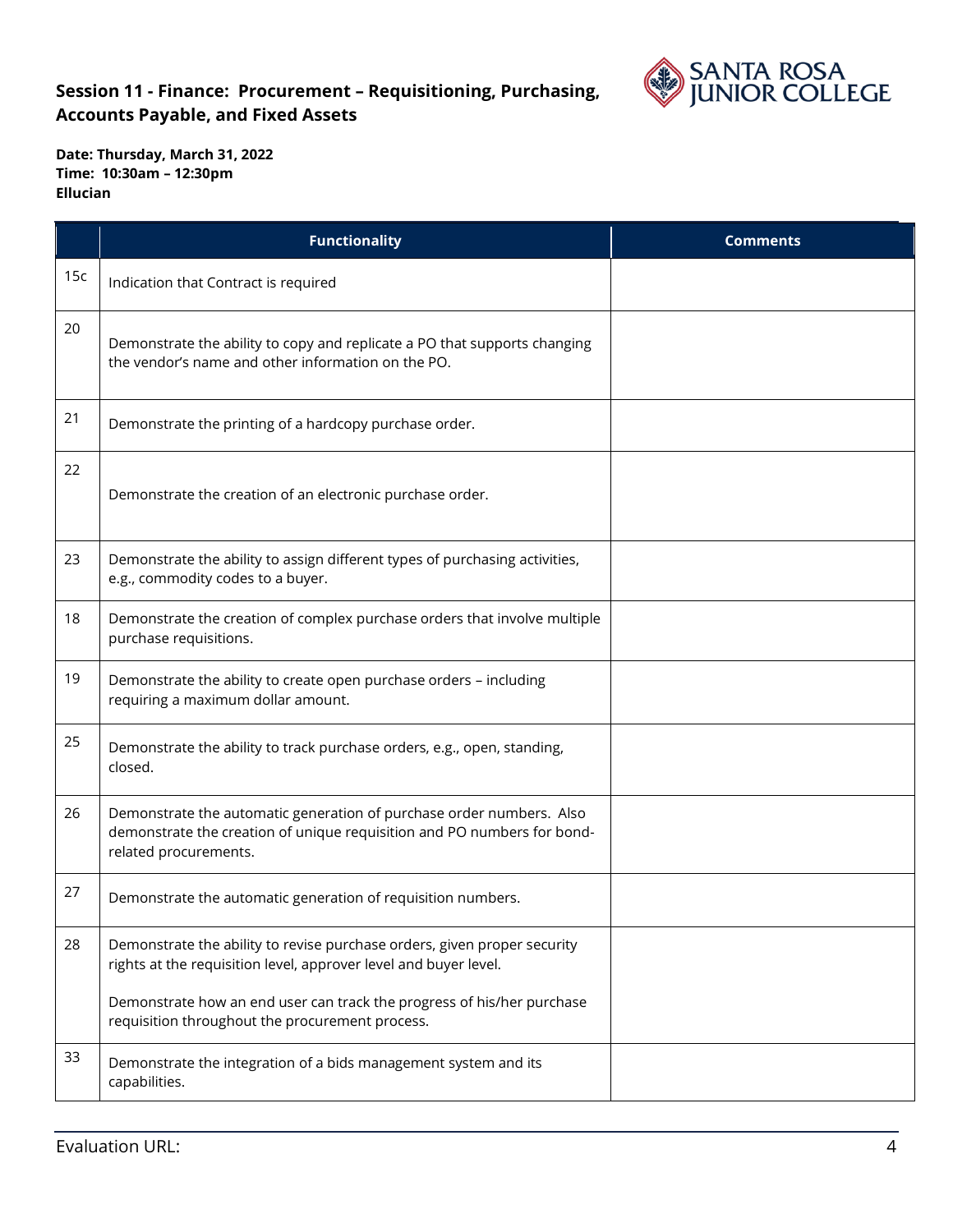## Session 11 - Finance: Procurement – Requisitioning, Purchasing, Accounts Payable, and Fixed Assets

**Date: Thursday, March 31, 2022**
**Time: 10:30am – 12:30pm**
**Ellucian**

| | Functionality | Comments |
|---|---|---|
| 15c | Indication that Contract is required | |
| 20 | Demonstrate the ability to copy and replicate a PO that supports changing the vendor's name and other information on the PO. | |
| 21 | Demonstrate the printing of a hardcopy purchase order. | |
| 22 | Demonstrate the creation of an electronic purchase order. | |
| 23 | Demonstrate the ability to assign different types of purchasing activities, e.g., commodity codes to a buyer. | |
| 18 | Demonstrate the creation of complex purchase orders that involve multiple purchase requisitions. | |
| 19 | Demonstrate the ability to create open purchase orders – including requiring a maximum dollar amount. | |
| 25 | Demonstrate the ability to track purchase orders, e.g., open, standing, closed. | |
| 26 | Demonstrate the automatic generation of purchase order numbers. Also demonstrate the creation of unique requisition and PO numbers for bond-related procurements. | |
| 27 | Demonstrate the automatic generation of requisition numbers. | |
| 28 | Demonstrate the ability to revise purchase orders, given proper security rights at the requisition level, approver level and buyer level.<br><br>Demonstrate how an end user can track the progress of his/her purchase requisition throughout the procurement process. | |
| 33 | Demonstrate the integration of a bids management system and its capabilities. | |

Evaluation URL: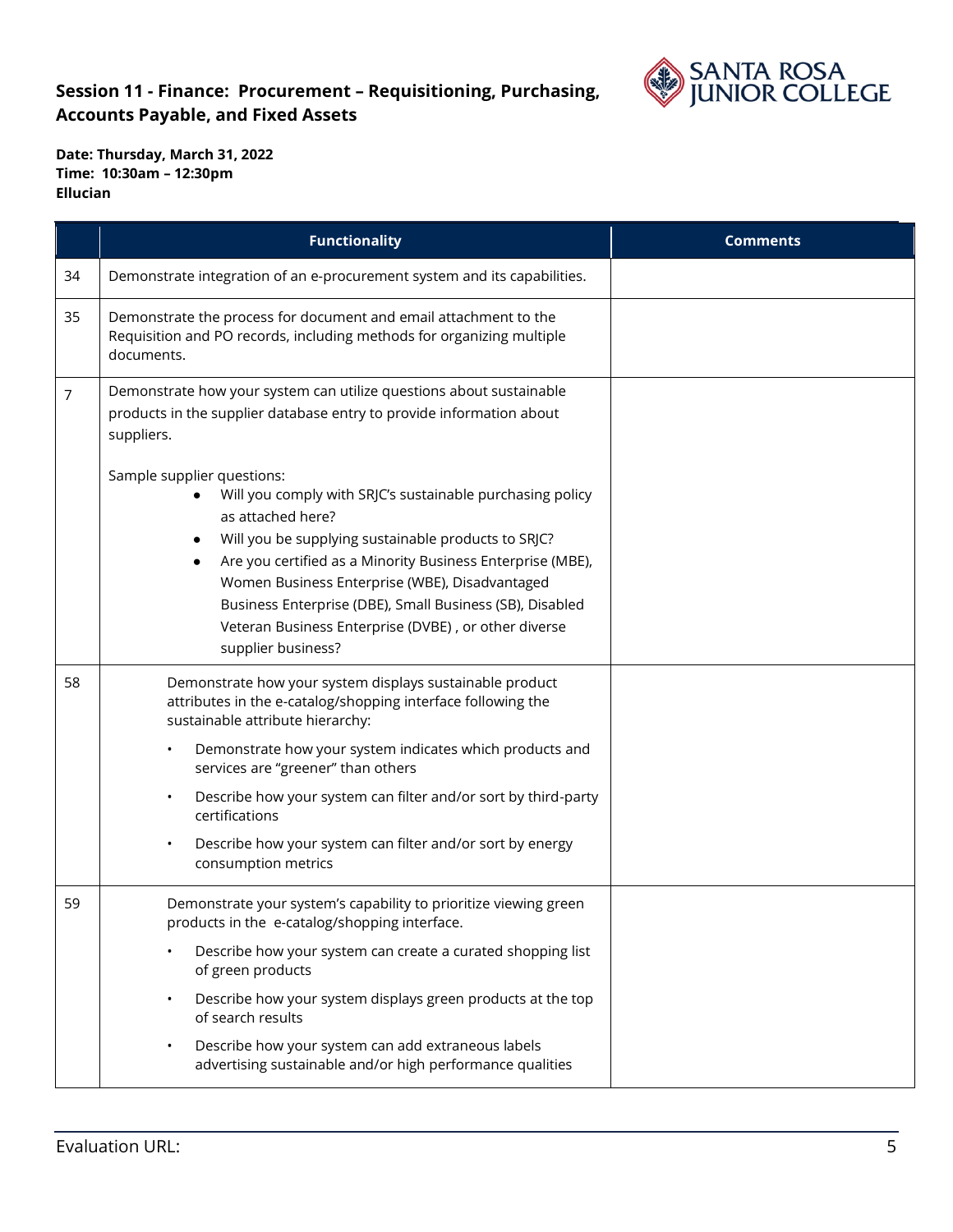## Session 11 - Finance: Procurement – Requisitioning, Purchasing, Accounts Payable, and Fixed Assets

**Date: Thursday, March 31, 2022**
**Time: 10:30am – 12:30pm**
**Ellucian**

| | Functionality | Comments |
|---|---|---|
| 34 | Demonstrate integration of an e-procurement system and its capabilities. | |
| 35 | Demonstrate the process for document and email attachment to the Requisition and PO records, including methods for organizing multiple documents. | |
| 7 | Demonstrate how your system can utilize questions about sustainable products in the supplier database entry to provide information about suppliers.<br><br>Sample supplier questions:<br>• Will you comply with SRJC's sustainable purchasing policy as attached here?<br>• Will you be supplying sustainable products to SRJC?<br>• Are you certified as a Minority Business Enterprise (MBE), Women Business Enterprise (WBE), Disadvantaged Business Enterprise (DBE), Small Business (SB), Disabled Veteran Business Enterprise (DVBE) , or other diverse supplier business? | |
| 58 | Demonstrate how your system displays sustainable product attributes in the e-catalog/shopping interface following the sustainable attribute hierarchy:<br>• Demonstrate how your system indicates which products and services are "greener" than others<br>• Describe how your system can filter and/or sort by third-party certifications<br>• Describe how your system can filter and/or sort by energy consumption metrics | |
| 59 | Demonstrate your system's capability to prioritize viewing green products in the e-catalog/shopping interface.<br>• Describe how your system can create a curated shopping list of green products<br>• Describe how your system displays green products at the top of search results<br>• Describe how your system can add extraneous labels advertising sustainable and/or high performance qualities | |

Evaluation URL: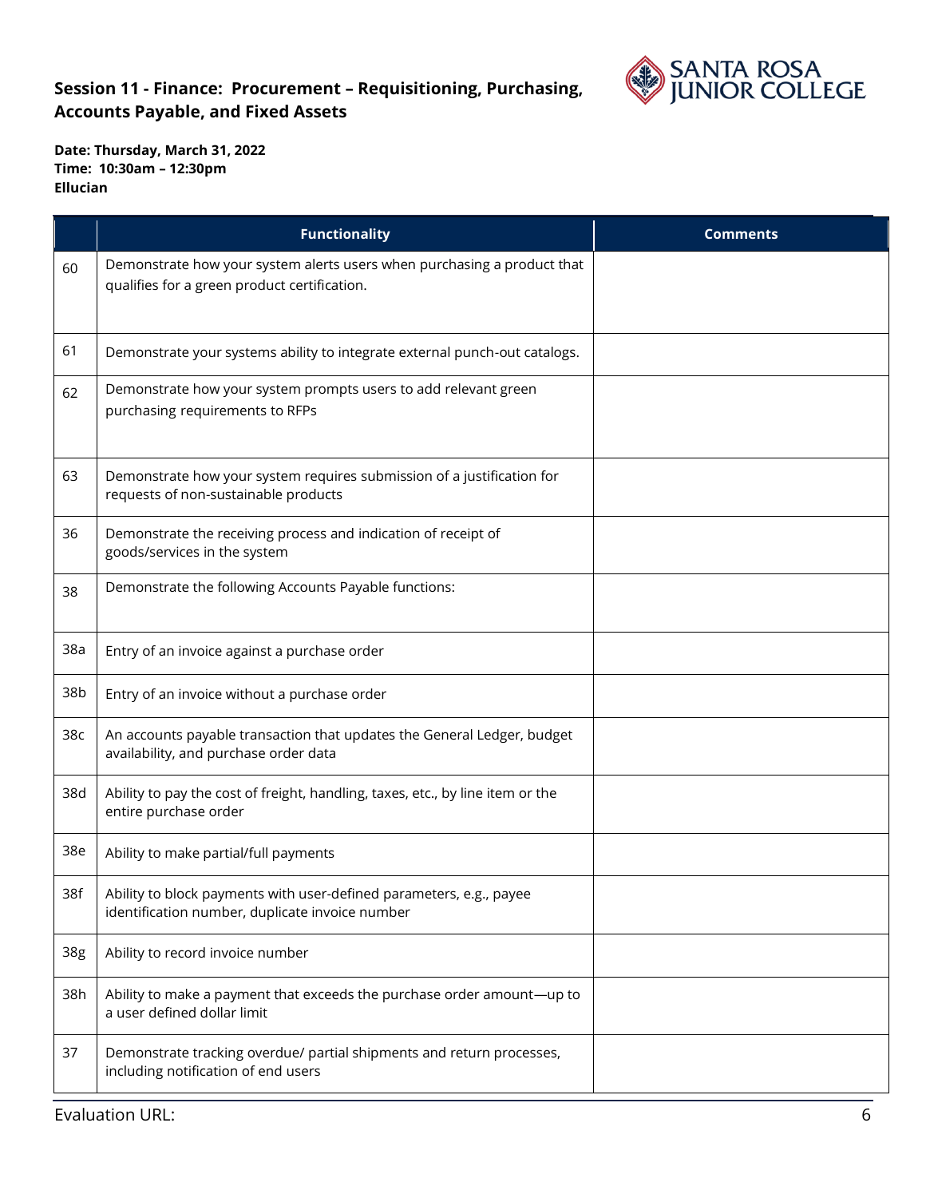**Session 11 - Finance: Procurement – Requisitioning, Purchasing, Accounts Payable, and Fixed Assets**

**Date: Thursday, March 31, 2022**
**Time: 10:30am – 12:30pm**
**Ellucian**

| | Functionality | Comments |
|---|---|---|
| 60 | Demonstrate how your system alerts users when purchasing a product that qualifies for a green product certification. | |
| 61 | Demonstrate your systems ability to integrate external punch-out catalogs. | |
| 62 | Demonstrate how your system prompts users to add relevant green purchasing requirements to RFPs | |
| 63 | Demonstrate how your system requires submission of a justification for requests of non-sustainable products | |
| 36 | Demonstrate the receiving process and indication of receipt of goods/services in the system | |
| 38 | Demonstrate the following Accounts Payable functions: | |
| 38a | Entry of an invoice against a purchase order | |
| 38b | Entry of an invoice without a purchase order | |
| 38c | An accounts payable transaction that updates the General Ledger, budget availability, and purchase order data | |
| 38d | Ability to pay the cost of freight, handling, taxes, etc., by line item or the entire purchase order | |
| 38e | Ability to make partial/full payments | |
| 38f | Ability to block payments with user-defined parameters, e.g., payee identification number, duplicate invoice number | |
| 38g | Ability to record invoice number | |
| 38h | Ability to make a payment that exceeds the purchase order amount—up to a user defined dollar limit | |
| 37 | Demonstrate tracking overdue/ partial shipments and return processes, including notification of end users | |

Evaluation URL: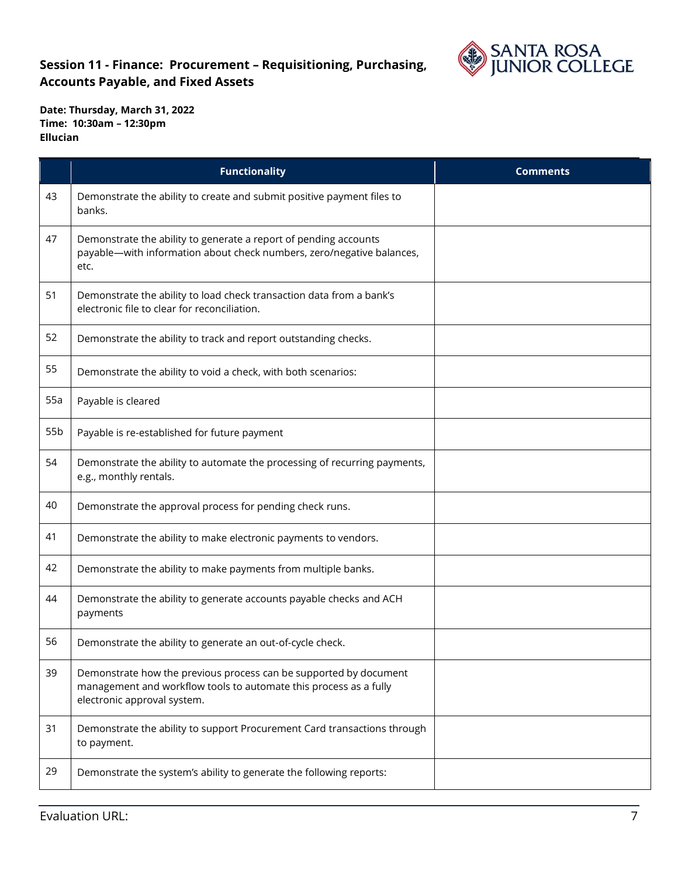**Session 11 - Finance: Procurement – Requisitioning, Purchasing, Accounts Payable, and Fixed Assets**

**Date: Thursday, March 31, 2022**
**Time: 10:30am – 12:30pm**
**Ellucian**

| | Functionality | Comments |
|---|---|---|
| 43 | Demonstrate the ability to create and submit positive payment files to banks. | |
| 47 | Demonstrate the ability to generate a report of pending accounts payable—with information about check numbers, zero/negative balances, etc. | |
| 51 | Demonstrate the ability to load check transaction data from a bank's electronic file to clear for reconciliation. | |
| 52 | Demonstrate the ability to track and report outstanding checks. | |
| 55 | Demonstrate the ability to void a check, with both scenarios: | |
| 55a | Payable is cleared | |
| 55b | Payable is re-established for future payment | |
| 54 | Demonstrate the ability to automate the processing of recurring payments, e.g., monthly rentals. | |
| 40 | Demonstrate the approval process for pending check runs. | |
| 41 | Demonstrate the ability to make electronic payments to vendors. | |
| 42 | Demonstrate the ability to make payments from multiple banks. | |
| 44 | Demonstrate the ability to generate accounts payable checks and ACH payments | |
| 56 | Demonstrate the ability to generate an out-of-cycle check. | |
| 39 | Demonstrate how the previous process can be supported by document management and workflow tools to automate this process as a fully electronic approval system. | |
| 31 | Demonstrate the ability to support Procurement Card transactions through to payment. | |
| 29 | Demonstrate the system's ability to generate the following reports: | |

Evaluation URL: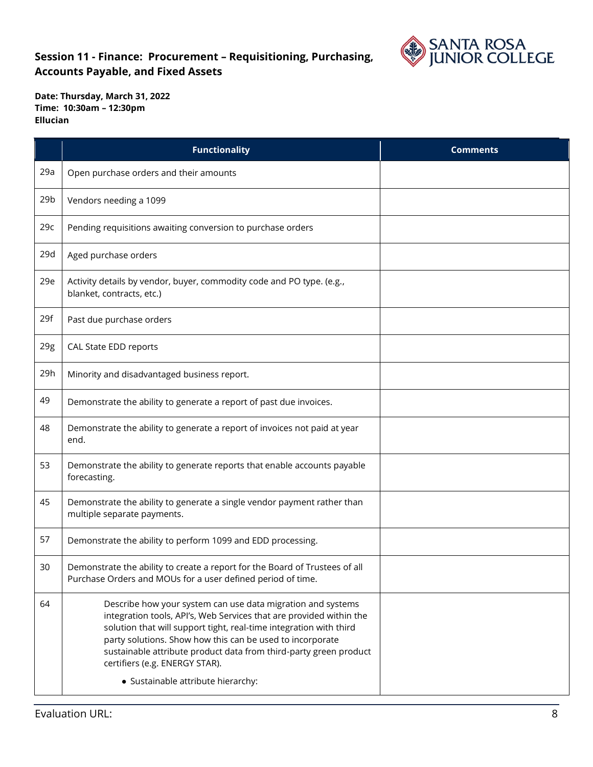## Session 11 - Finance: Procurement – Requisitioning, Purchasing, Accounts Payable, and Fixed Assets

**Date: Thursday, March 31, 2022**
**Time: 10:30am – 12:30pm**
**Ellucian**

| | Functionality | Comments |
|---|---|---|
| 29a | Open purchase orders and their amounts | |
| 29b | Vendors needing a 1099 | |
| 29c | Pending requisitions awaiting conversion to purchase orders | |
| 29d | Aged purchase orders | |
| 29e | Activity details by vendor, buyer, commodity code and PO type. (e.g., blanket, contracts, etc.) | |
| 29f | Past due purchase orders | |
| 29g | CAL State EDD reports | |
| 29h | Minority and disadvantaged business report. | |
| 49 | Demonstrate the ability to generate a report of past due invoices. | |
| 48 | Demonstrate the ability to generate a report of invoices not paid at year end. | |
| 53 | Demonstrate the ability to generate reports that enable accounts payable forecasting. | |
| 45 | Demonstrate the ability to generate a single vendor payment rather than multiple separate payments. | |
| 57 | Demonstrate the ability to perform 1099 and EDD processing. | |
| 30 | Demonstrate the ability to create a report for the Board of Trustees of all Purchase Orders and MOUs for a user defined period of time. | |
| 64 | Describe how your system can use data migration and systems integration tools, API's, Web Services that are provided within the solution that will support tight, real-time integration with third party solutions. Show how this can be used to incorporate sustainable attribute product data from third-party green product certifiers (e.g. ENERGY STAR).<br>• Sustainable attribute hierarchy: | |

Evaluation URL: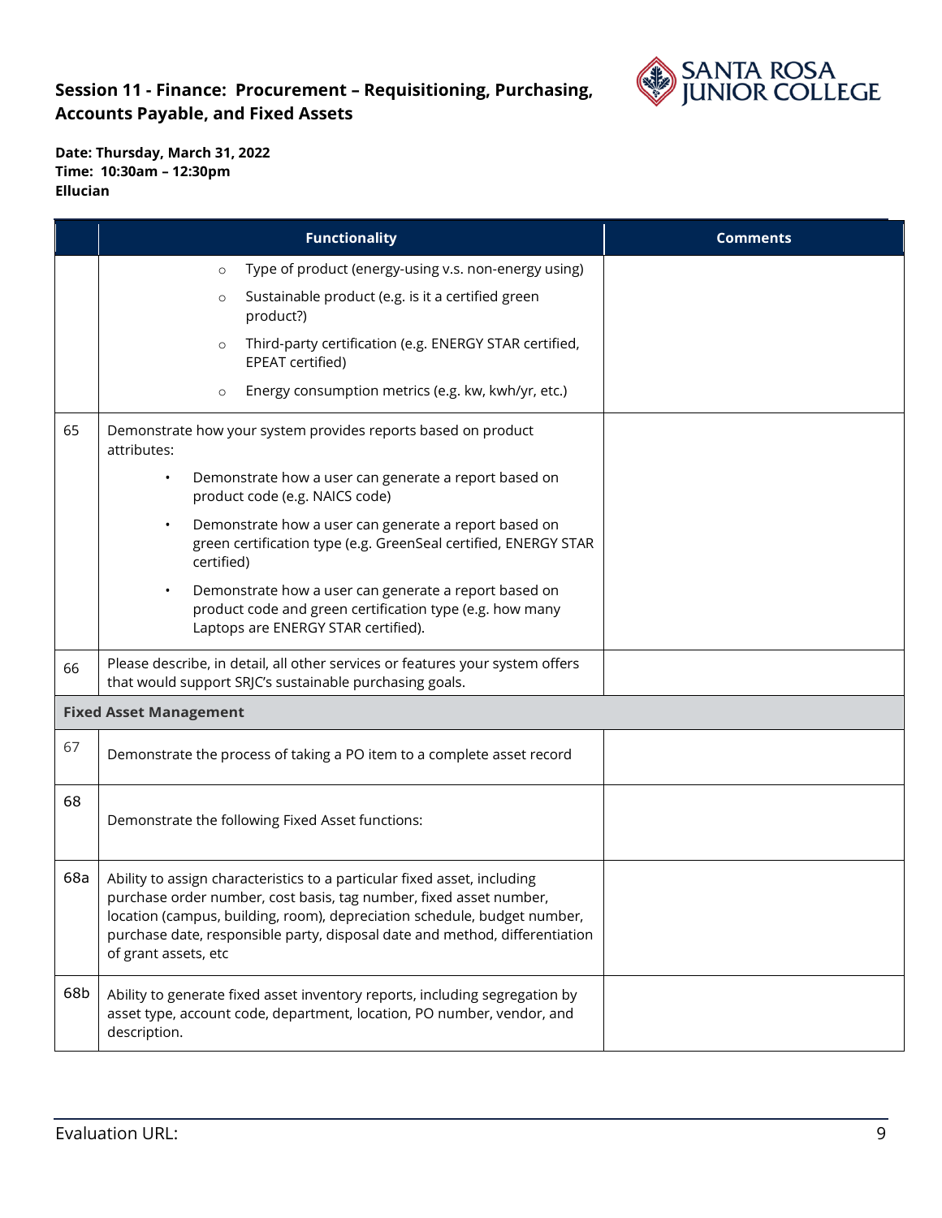## Session 11 - Finance: Procurement – Requisitioning, Purchasing, Accounts Payable, and Fixed Assets

**Date: Thursday, March 31, 2022**
**Time: 10:30am – 12:30pm**
**Ellucian**

| | Functionality | Comments |
|---|---|---|
| | ○ Type of product (energy-using v.s. non-energy using)<br>○ Sustainable product (e.g. is it a certified green product?)<br>○ Third-party certification (e.g. ENERGY STAR certified, EPEAT certified)<br>○ Energy consumption metrics (e.g. kw, kwh/yr, etc.) | |
| 65 | Demonstrate how your system provides reports based on product attributes:<br>• Demonstrate how a user can generate a report based on product code (e.g. NAICS code)<br>• Demonstrate how a user can generate a report based on green certification type (e.g. GreenSeal certified, ENERGY STAR certified)<br>• Demonstrate how a user can generate a report based on product code and green certification type (e.g. how many Laptops are ENERGY STAR certified). | |
| 66 | Please describe, in detail, all other services or features your system offers that would support SRJC's sustainable purchasing goals. | |
| **Fixed Asset Management** | | |
| 67 | Demonstrate the process of taking a PO item to a complete asset record | |
| 68 | Demonstrate the following Fixed Asset functions: | |
| 68a | Ability to assign characteristics to a particular fixed asset, including purchase order number, cost basis, tag number, fixed asset number, location (campus, building, room), depreciation schedule, budget number, purchase date, responsible party, disposal date and method, differentiation of grant assets, etc | |
| 68b | Ability to generate fixed asset inventory reports, including segregation by asset type, account code, department, location, PO number, vendor, and description. | |

Evaluation URL: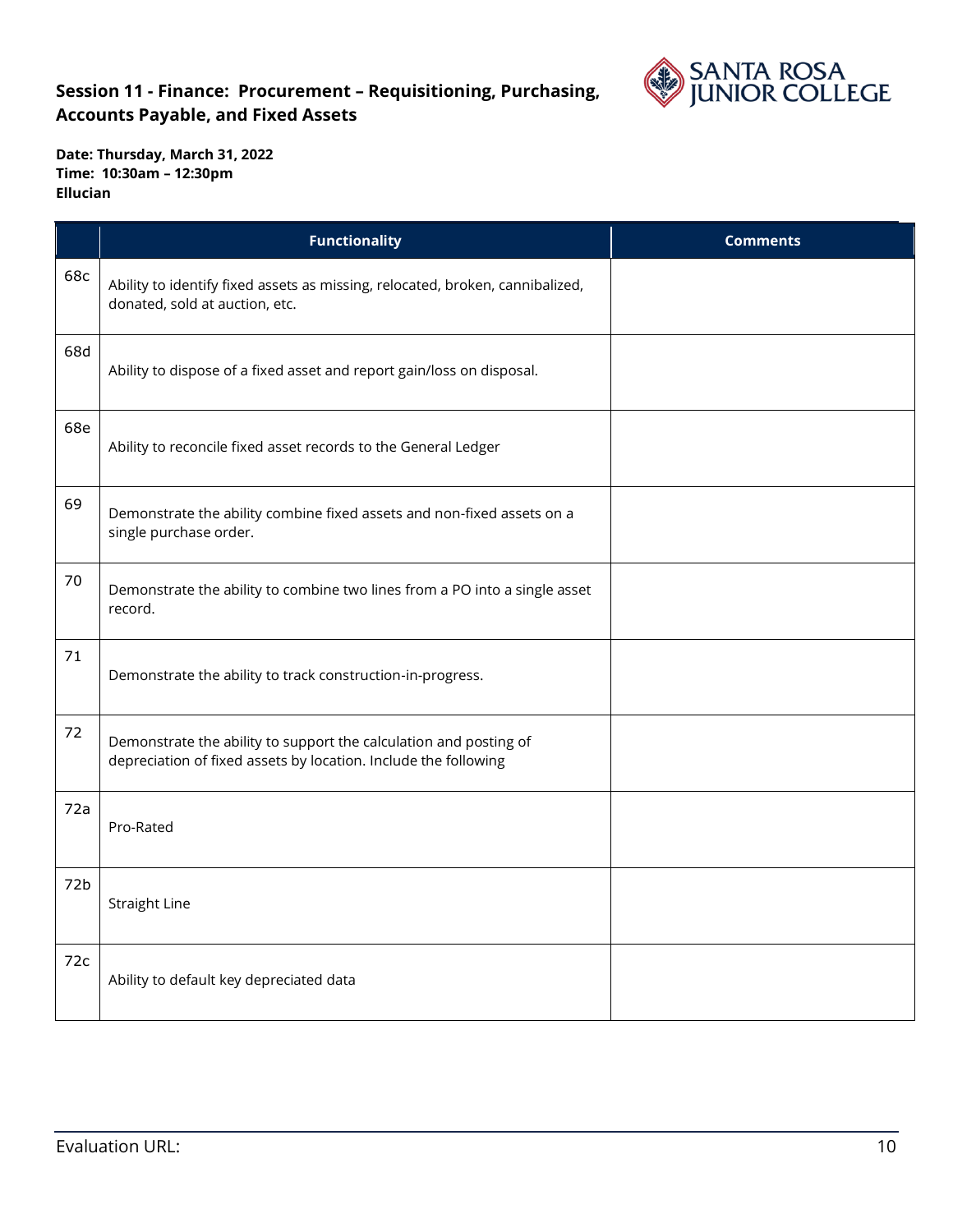**Session 11 - Finance: Procurement – Requisitioning, Purchasing, Accounts Payable, and Fixed Assets**

**Date: Thursday, March 31, 2022**
**Time: 10:30am – 12:30pm**
**Ellucian**

| | Functionality | Comments |
|---|---|---|
| 68c | Ability to identify fixed assets as missing, relocated, broken, cannibalized, donated, sold at auction, etc. | |
| 68d | Ability to dispose of a fixed asset and report gain/loss on disposal. | |
| 68e | Ability to reconcile fixed asset records to the General Ledger | |
| 69 | Demonstrate the ability combine fixed assets and non-fixed assets on a single purchase order. | |
| 70 | Demonstrate the ability to combine two lines from a PO into a single asset record. | |
| 71 | Demonstrate the ability to track construction-in-progress. | |
| 72 | Demonstrate the ability to support the calculation and posting of depreciation of fixed assets by location. Include the following | |
| 72a | Pro-Rated | |
| 72b | Straight Line | |
| 72c | Ability to default key depreciated data | |

Evaluation URL: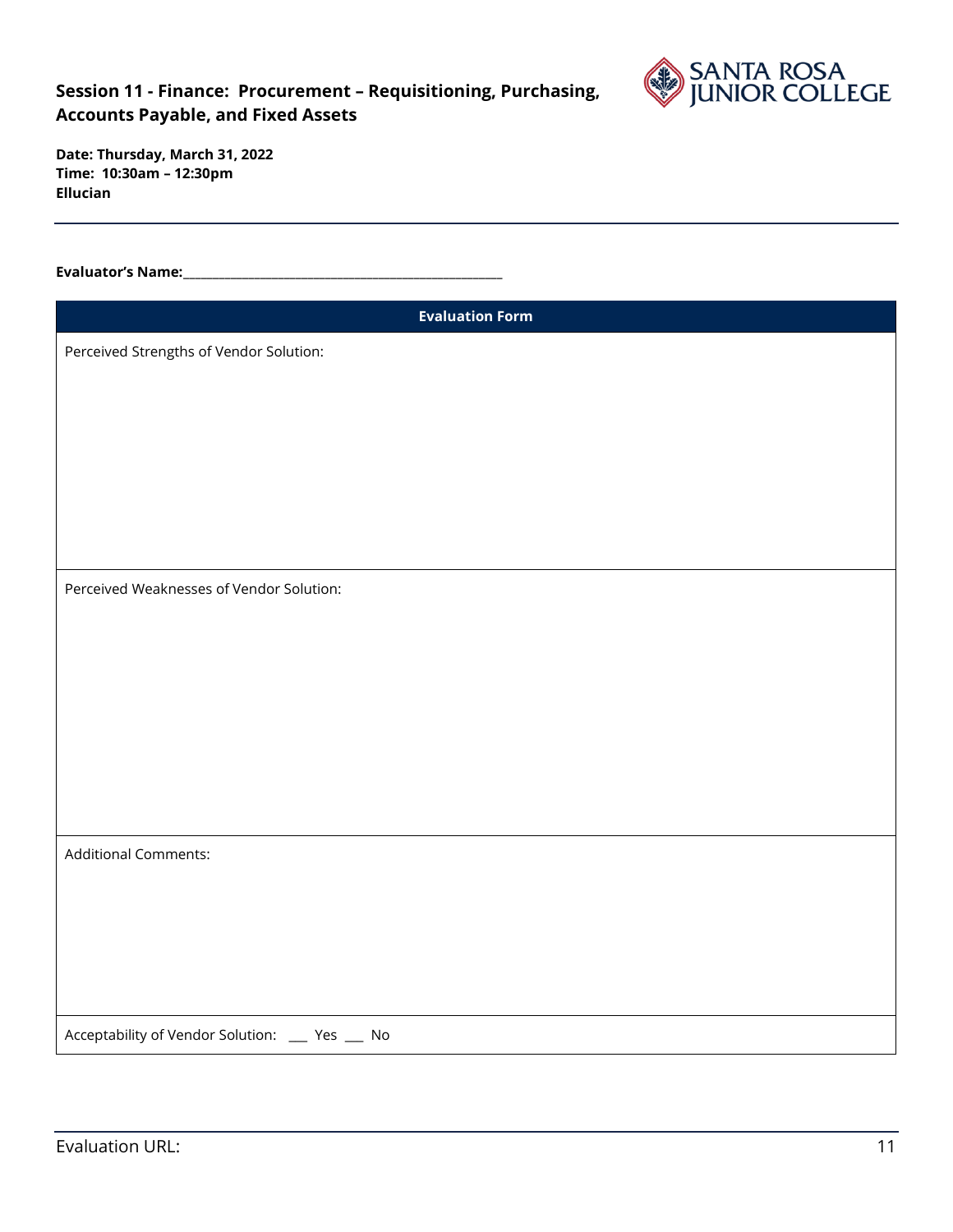**Session 11 - Finance: Procurement – Requisitioning, Purchasing, Accounts Payable, and Fixed Assets**

**Date: Thursday, March 31, 2022**
**Time: 10:30am – 12:30pm**
**Ellucian**

---

**Evaluator's Name:**_______________________________________________

| **Evaluation Form** |
|---|
| Perceived Strengths of Vendor Solution: |
| Perceived Weaknesses of Vendor Solution: |
| Additional Comments: |
| Acceptability of Vendor Solution: ___ Yes ___ No |

Evaluation URL: